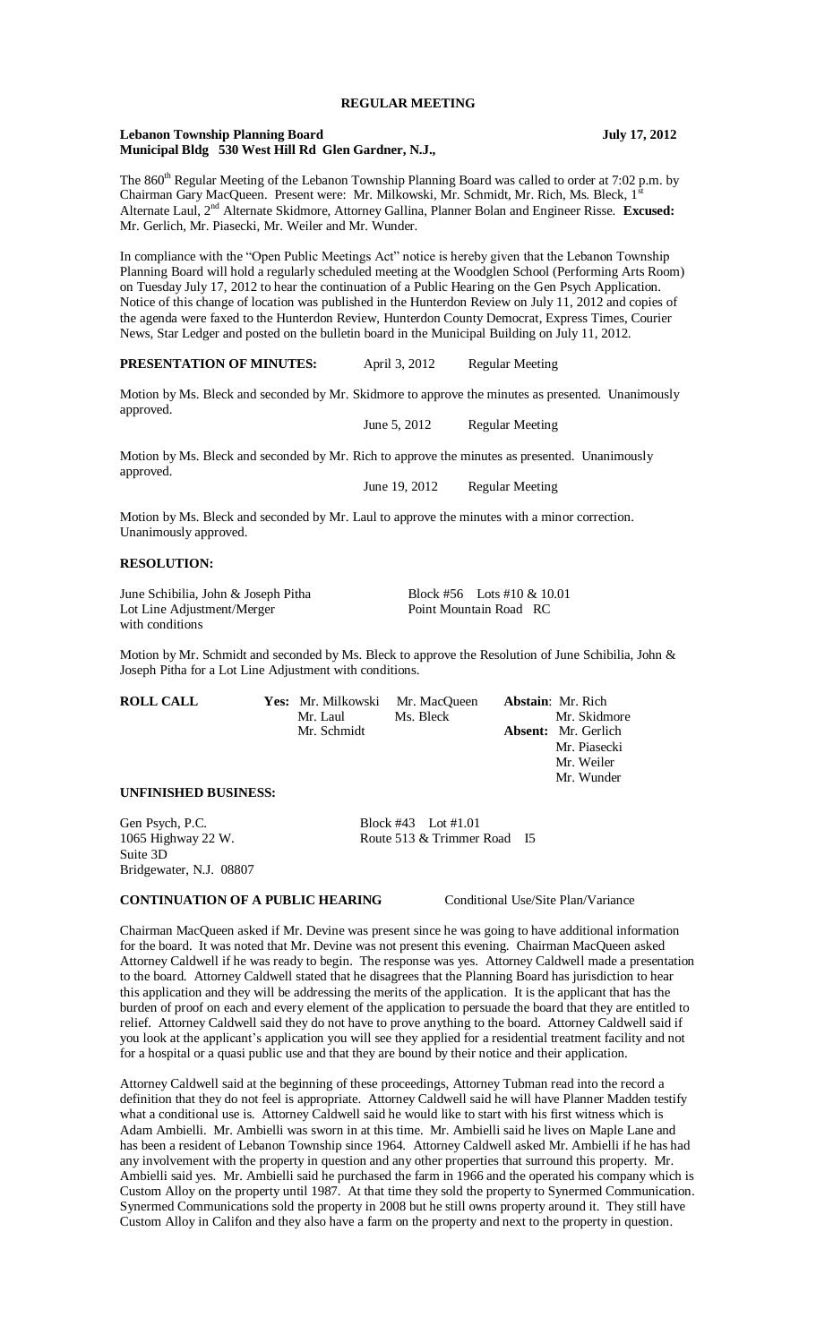# REGULAR MEETING

**Lebanon Township Planning Board** **July 17, 2012**
**Municipal Bldg 530 West Hill Rd Glen Gardner, N.J.,**

The 860th Regular Meeting of the Lebanon Township Planning Board was called to order at 7:02 p.m. by Chairman Gary MacQueen. Present were: Mr. Milkowski, Mr. Schmidt, Mr. Rich, Ms. Bleck, 1st Alternate Laul, 2nd Alternate Skidmore, Attorney Gallina, Planner Bolan and Engineer Risse. **Excused:** Mr. Gerlich, Mr. Piasecki, Mr. Weiler and Mr. Wunder.

In compliance with the "Open Public Meetings Act" notice is hereby given that the Lebanon Township Planning Board will hold a regularly scheduled meeting at the Woodglen School (Performing Arts Room) on Tuesday July 17, 2012 to hear the continuation of a Public Hearing on the Gen Psych Application. Notice of this change of location was published in the Hunterdon Review on July 11, 2012 and copies of the agenda were faxed to the Hunterdon Review, Hunterdon County Democrat, Express Times, Courier News, Star Ledger and posted on the bulletin board in the Municipal Building on July 11, 2012.

**PRESENTATION OF MINUTES:** April 3, 2012 Regular Meeting

Motion by Ms. Bleck and seconded by Mr. Skidmore to approve the minutes as presented. Unanimously approved.

June 5, 2012 Regular Meeting

Motion by Ms. Bleck and seconded by Mr. Rich to approve the minutes as presented. Unanimously approved.

June 19, 2012 Regular Meeting

Motion by Ms. Bleck and seconded by Mr. Laul to approve the minutes with a minor correction. Unanimously approved.

**RESOLUTION:**

June Schibilia, John & Joseph Pitha
Lot Line Adjustment/Merger
with conditions

Block #56 Lots #10 & 10.01
Point Mountain Road RC

Motion by Mr. Schmidt and seconded by Ms. Bleck to approve the Resolution of June Schibilia, John & Joseph Pitha for a Lot Line Adjustment with conditions.

**ROLL CALL** **Yes:** Mr. Milkowski, Mr. MacQueen, Mr. Laul, Ms. Bleck, Mr. Schmidt
**Abstain:** Mr. Rich, Mr. Skidmore
**Absent:** Mr. Gerlich, Mr. Piasecki, Mr. Weiler, Mr. Wunder

**UNFINISHED BUSINESS:**

Gen Psych, P.C.
1065 Highway 22 W.
Suite 3D
Bridgewater, N.J. 08807

Block #43 Lot #1.01
Route 513 & Trimmer Road I5

**CONTINUATION OF A PUBLIC HEARING** Conditional Use/Site Plan/Variance

Chairman MacQueen asked if Mr. Devine was present since he was going to have additional information for the board. It was noted that Mr. Devine was not present this evening. Chairman MacQueen asked Attorney Caldwell if he was ready to begin. The response was yes. Attorney Caldwell made a presentation to the board. Attorney Caldwell stated that he disagrees that the Planning Board has jurisdiction to hear this application and they will be addressing the merits of the application. It is the applicant that has the burden of proof on each and every element of the application to persuade the board that they are entitled to relief. Attorney Caldwell said they do not have to prove anything to the board. Attorney Caldwell said if you look at the applicant's application you will see they applied for a residential treatment facility and not for a hospital or a quasi public use and that they are bound by their notice and their application.

Attorney Caldwell said at the beginning of these proceedings, Attorney Tubman read into the record a definition that they do not feel is appropriate. Attorney Caldwell said he will have Planner Madden testify what a conditional use is. Attorney Caldwell said he would like to start with his first witness which is Adam Ambielli. Mr. Ambielli was sworn in at this time. Mr. Ambielli said he lives on Maple Lane and has been a resident of Lebanon Township since 1964. Attorney Caldwell asked Mr. Ambielli if he has had any involvement with the property in question and any other properties that surround this property. Mr. Ambielli said yes. Mr. Ambielli said he purchased the farm in 1966 and the operated his company which is Custom Alloy on the property until 1987. At that time they sold the property to Synermed Communication. Synermed Communications sold the property in 2008 but he still owns property around it. They still have Custom Alloy in Califon and they also have a farm on the property and next to the property in question.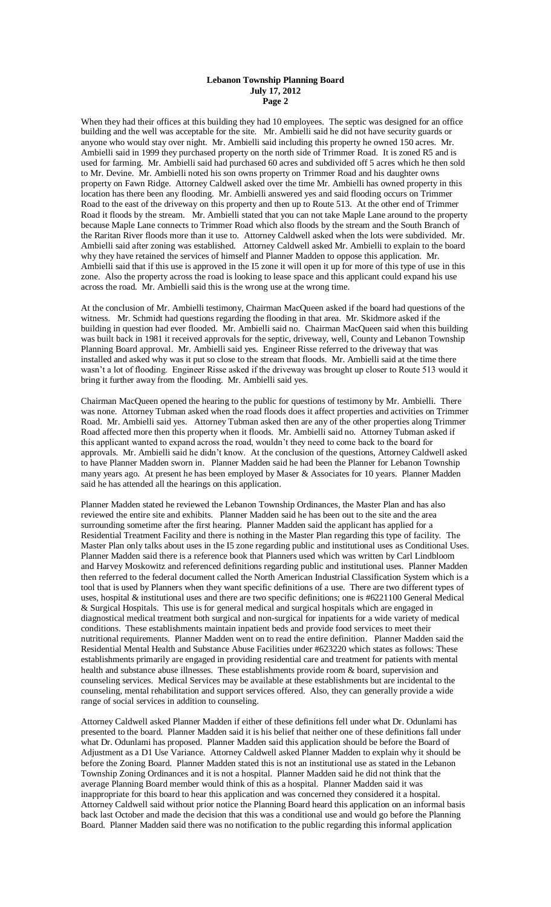When they had their offices at this building they had 10 employees. The septic was designed for an office building and the well was acceptable for the site. Mr. Ambielli said he did not have security guards or anyone who would stay over night. Mr. Ambielli said including this property he owned 150 acres. Mr. Ambielli said in 1999 they purchased property on the north side of Trimmer Road. It is zoned R5 and is used for farming. Mr. Ambielli said had purchased 60 acres and subdivided off 5 acres which he then sold to Mr. Devine. Mr. Ambielli noted his son owns property on Trimmer Road and his daughter owns property on Fawn Ridge. Attorney Caldwell asked over the time Mr. Ambielli has owned property in this location has there been any flooding. Mr. Ambielli answered yes and said flooding occurs on Trimmer Road to the east of the driveway on this property and then up to Route 513. At the other end of Trimmer Road it floods by the stream. Mr. Ambielli stated that you can not take Maple Lane around to the property because Maple Lane connects to Trimmer Road which also floods by the stream and the South Branch of the Raritan River floods more than it use to. Attorney Caldwell asked when the lots were subdivided. Mr. Ambielli said after zoning was established. Attorney Caldwell asked Mr. Ambielli to explain to the board why they have retained the services of himself and Planner Madden to oppose this application. Mr. Ambielli said that if this use is approved in the I5 zone it will open it up for more of this type of use in this zone. Also the property across the road is looking to lease space and this applicant could expand his use across the road. Mr. Ambielli said this is the wrong use at the wrong time.

At the conclusion of Mr. Ambielli testimony, Chairman MacQueen asked if the board had questions of the witness. Mr. Schmidt had questions regarding the flooding in that area. Mr. Skidmore asked if the building in question had ever flooded. Mr. Ambielli said no. Chairman MacQueen said when this building was built back in 1981 it received approvals for the septic, driveway, well, County and Lebanon Township Planning Board approval. Mr. Ambielli said yes. Engineer Risse referred to the driveway that was installed and asked why was it put so close to the stream that floods. Mr. Ambielli said at the time there wasn't a lot of flooding. Engineer Risse asked if the driveway was brought up closer to Route 513 would it bring it further away from the flooding. Mr. Ambielli said yes.

Chairman MacQueen opened the hearing to the public for questions of testimony by Mr. Ambielli. There was none. Attorney Tubman asked when the road floods does it affect properties and activities on Trimmer Road. Mr. Ambielli said yes. Attorney Tubman asked then are any of the other properties along Trimmer Road affected more then this property when it floods. Mr. Ambielli said no. Attorney Tubman asked if this applicant wanted to expand across the road, wouldn't they need to come back to the board for approvals. Mr. Ambielli said he didn't know. At the conclusion of the questions, Attorney Caldwell asked to have Planner Madden sworn in. Planner Madden said he had been the Planner for Lebanon Township many years ago. At present he has been employed by Maser & Associates for 10 years. Planner Madden said he has attended all the hearings on this application.

Planner Madden stated he reviewed the Lebanon Township Ordinances, the Master Plan and has also reviewed the entire site and exhibits. Planner Madden said he has been out to the site and the area surrounding sometime after the first hearing. Planner Madden said the applicant has applied for a Residential Treatment Facility and there is nothing in the Master Plan regarding this type of facility. The Master Plan only talks about uses in the I5 zone regarding public and institutional uses as Conditional Uses. Planner Madden said there is a reference book that Planners used which was written by Carl Lindbloom and Harvey Moskowitz and referenced definitions regarding public and institutional uses. Planner Madden then referred to the federal document called the North American Industrial Classification System which is a tool that is used by Planners when they want specific definitions of a use. There are two different types of uses, hospital & institutional uses and there are two specific definitions; one is #6221100 General Medical & Surgical Hospitals. This use is for general medical and surgical hospitals which are engaged in diagnostical medical treatment both surgical and non-surgical for inpatients for a wide variety of medical conditions. These establishments maintain inpatient beds and provide food services to meet their nutritional requirements. Planner Madden went on to read the entire definition. Planner Madden said the Residential Mental Health and Substance Abuse Facilities under #623220 which states as follows: These establishments primarily are engaged in providing residential care and treatment for patients with mental health and substance abuse illnesses. These establishments provide room & board, supervision and counseling services. Medical Services may be available at these establishments but are incidental to the counseling, mental rehabilitation and support services offered. Also, they can generally provide a wide range of social services in addition to counseling.

Attorney Caldwell asked Planner Madden if either of these definitions fell under what Dr. Odunlami has presented to the board. Planner Madden said it is his belief that neither one of these definitions fall under what Dr. Odunlami has proposed. Planner Madden said this application should be before the Board of Adjustment as a D1 Use Variance. Attorney Caldwell asked Planner Madden to explain why it should be before the Zoning Board. Planner Madden stated this is not an institutional use as stated in the Lebanon Township Zoning Ordinances and it is not a hospital. Planner Madden said he did not think that the average Planning Board member would think of this as a hospital. Planner Madden said it was inappropriate for this board to hear this application and was concerned they considered it a hospital. Attorney Caldwell said without prior notice the Planning Board heard this application on an informal basis back last October and made the decision that this was a conditional use and would go before the Planning Board. Planner Madden said there was no notification to the public regarding this informal application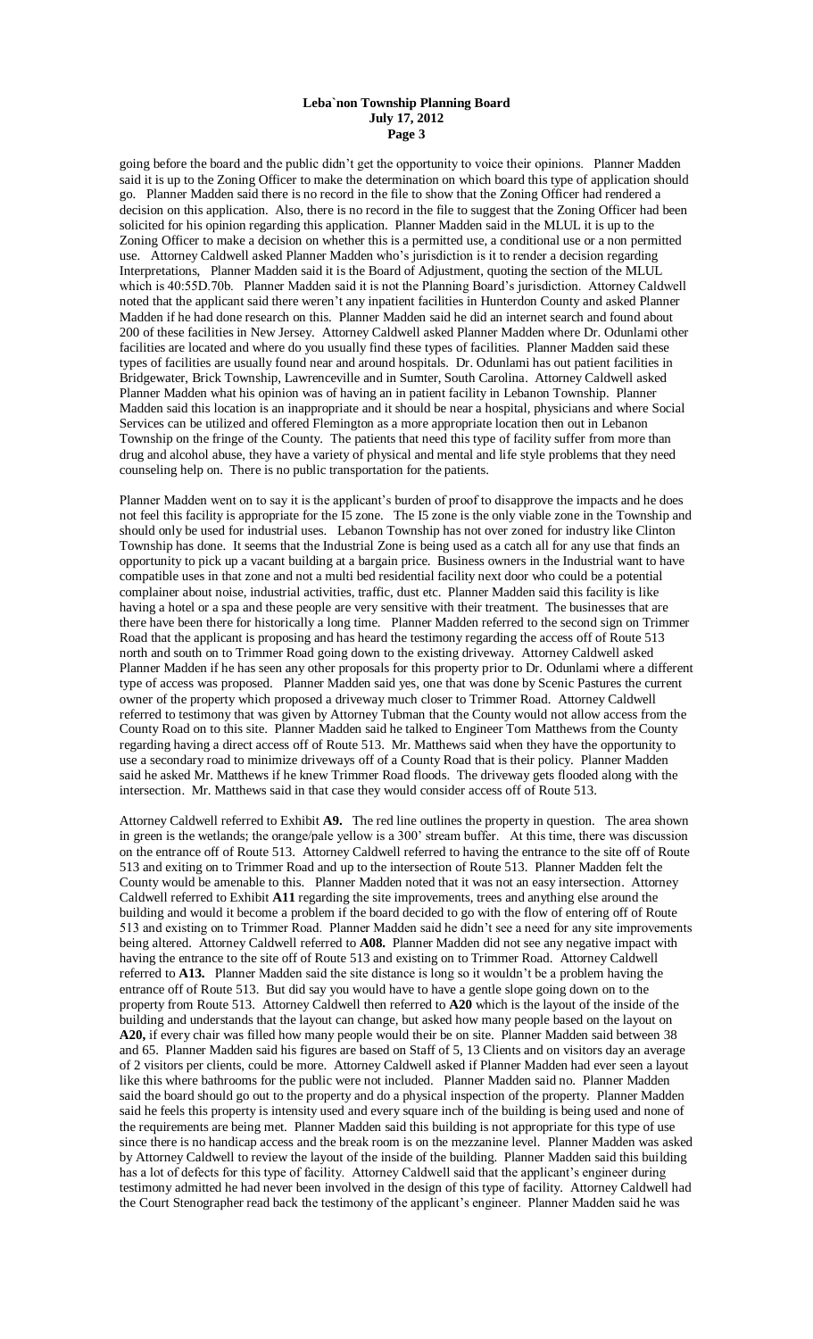going before the board and the public didn't get the opportunity to voice their opinions. Planner Madden said it is up to the Zoning Officer to make the determination on which board this type of application should go. Planner Madden said there is no record in the file to show that the Zoning Officer had rendered a decision on this application. Also, there is no record in the file to suggest that the Zoning Officer had been solicited for his opinion regarding this application. Planner Madden said in the MLUL it is up to the Zoning Officer to make a decision on whether this is a permitted use, a conditional use or a non permitted use. Attorney Caldwell asked Planner Madden who's jurisdiction is it to render a decision regarding Interpretations, Planner Madden said it is the Board of Adjustment, quoting the section of the MLUL which is 40:55D.70b. Planner Madden said it is not the Planning Board's jurisdiction. Attorney Caldwell noted that the applicant said there weren't any inpatient facilities in Hunterdon County and asked Planner Madden if he had done research on this. Planner Madden said he did an internet search and found about 200 of these facilities in New Jersey. Attorney Caldwell asked Planner Madden where Dr. Odunlami other facilities are located and where do you usually find these types of facilities. Planner Madden said these types of facilities are usually found near and around hospitals. Dr. Odunlami has out patient facilities in Bridgewater, Brick Township, Lawrenceville and in Sumter, South Carolina. Attorney Caldwell asked Planner Madden what his opinion was of having an in patient facility in Lebanon Township. Planner Madden said this location is an inappropriate and it should be near a hospital, physicians and where Social Services can be utilized and offered Flemington as a more appropriate location then out in Lebanon Township on the fringe of the County. The patients that need this type of facility suffer from more than drug and alcohol abuse, they have a variety of physical and mental and life style problems that they need counseling help on. There is no public transportation for the patients.

Planner Madden went on to say it is the applicant's burden of proof to disapprove the impacts and he does not feel this facility is appropriate for the I5 zone. The I5 zone is the only viable zone in the Township and should only be used for industrial uses. Lebanon Township has not over zoned for industry like Clinton Township has done. It seems that the Industrial Zone is being used as a catch all for any use that finds an opportunity to pick up a vacant building at a bargain price. Business owners in the Industrial want to have compatible uses in that zone and not a multi bed residential facility next door who could be a potential complainer about noise, industrial activities, traffic, dust etc. Planner Madden said this facility is like having a hotel or a spa and these people are very sensitive with their treatment. The businesses that are there have been there for historically a long time. Planner Madden referred to the second sign on Trimmer Road that the applicant is proposing and has heard the testimony regarding the access off of Route 513 north and south on to Trimmer Road going down to the existing driveway. Attorney Caldwell asked Planner Madden if he has seen any other proposals for this property prior to Dr. Odunlami where a different type of access was proposed. Planner Madden said yes, one that was done by Scenic Pastures the current owner of the property which proposed a driveway much closer to Trimmer Road. Attorney Caldwell referred to testimony that was given by Attorney Tubman that the County would not allow access from the County Road on to this site. Planner Madden said he talked to Engineer Tom Matthews from the County regarding having a direct access off of Route 513. Mr. Matthews said when they have the opportunity to use a secondary road to minimize driveways off of a County Road that is their policy. Planner Madden said he asked Mr. Matthews if he knew Trimmer Road floods. The driveway gets flooded along with the intersection. Mr. Matthews said in that case they would consider access off of Route 513.

Attorney Caldwell referred to Exhibit **A9.** The red line outlines the property in question. The area shown in green is the wetlands; the orange/pale yellow is a 300' stream buffer. At this time, there was discussion on the entrance off of Route 513. Attorney Caldwell referred to having the entrance to the site off of Route 513 and exiting on to Trimmer Road and up to the intersection of Route 513. Planner Madden felt the County would be amenable to this. Planner Madden noted that it was not an easy intersection. Attorney Caldwell referred to Exhibit **A11** regarding the site improvements, trees and anything else around the building and would it become a problem if the board decided to go with the flow of entering off of Route 513 and existing on to Trimmer Road. Planner Madden said he didn't see a need for any site improvements being altered. Attorney Caldwell referred to **A08.** Planner Madden did not see any negative impact with having the entrance to the site off of Route 513 and existing on to Trimmer Road. Attorney Caldwell referred to **A13.** Planner Madden said the site distance is long so it wouldn't be a problem having the entrance off of Route 513. But did say you would have to have a gentle slope going down on to the property from Route 513. Attorney Caldwell then referred to **A20** which is the layout of the inside of the building and understands that the layout can change, but asked how many people based on the layout on **A20,** if every chair was filled how many people would their be on site. Planner Madden said between 38 and 65. Planner Madden said his figures are based on Staff of 5, 13 Clients and on visitors day an average of 2 visitors per clients, could be more. Attorney Caldwell asked if Planner Madden had ever seen a layout like this where bathrooms for the public were not included. Planner Madden said no. Planner Madden said the board should go out to the property and do a physical inspection of the property. Planner Madden said he feels this property is intensity used and every square inch of the building is being used and none of the requirements are being met. Planner Madden said this building is not appropriate for this type of use since there is no handicap access and the break room is on the mezzanine level. Planner Madden was asked by Attorney Caldwell to review the layout of the inside of the building. Planner Madden said this building has a lot of defects for this type of facility. Attorney Caldwell said that the applicant's engineer during testimony admitted he had never been involved in the design of this type of facility. Attorney Caldwell had the Court Stenographer read back the testimony of the applicant's engineer. Planner Madden said he was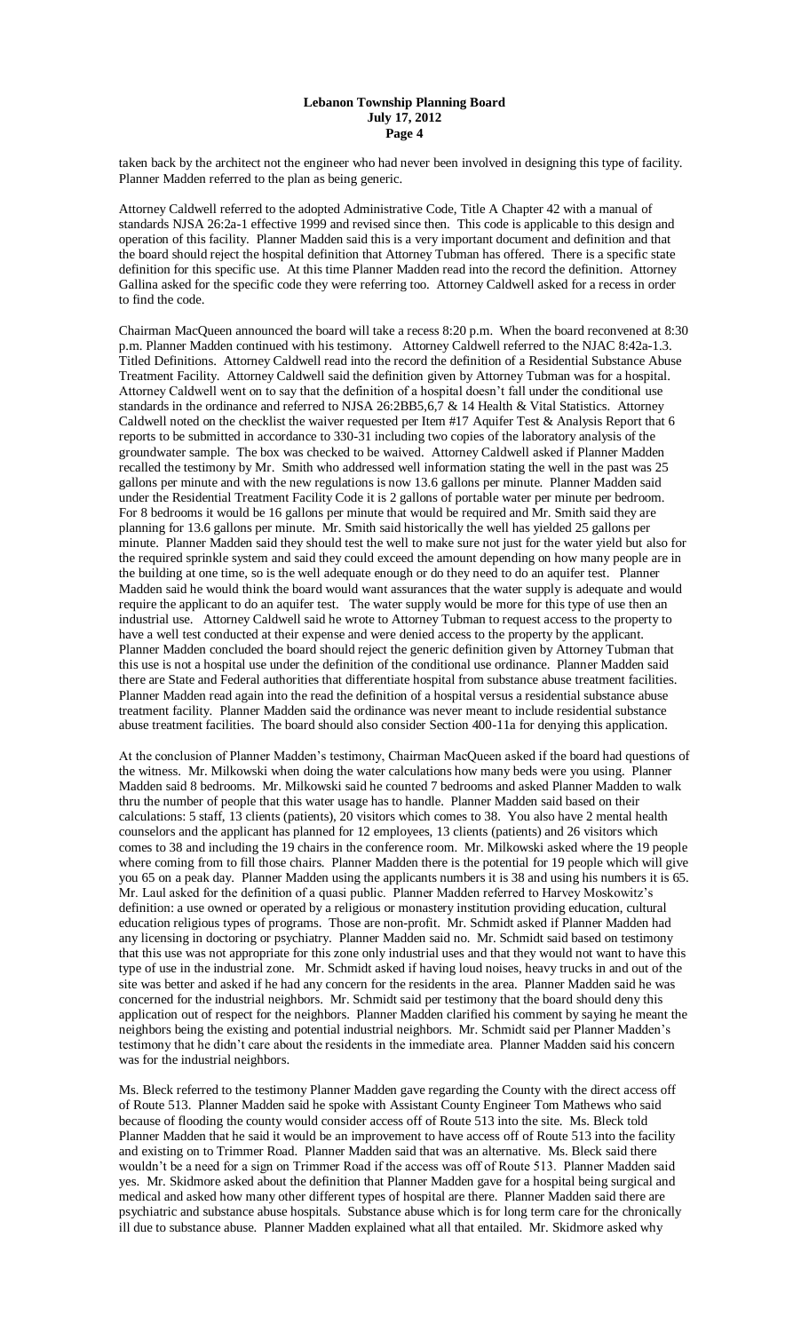taken back by the architect not the engineer who had never been involved in designing this type of facility. Planner Madden referred to the plan as being generic.

Attorney Caldwell referred to the adopted Administrative Code, Title A Chapter 42 with a manual of standards NJSA 26:2a-1 effective 1999 and revised since then. This code is applicable to this design and operation of this facility. Planner Madden said this is a very important document and definition and that the board should reject the hospital definition that Attorney Tubman has offered. There is a specific state definition for this specific use. At this time Planner Madden read into the record the definition. Attorney Gallina asked for the specific code they were referring too. Attorney Caldwell asked for a recess in order to find the code.

Chairman MacQueen announced the board will take a recess 8:20 p.m. When the board reconvened at 8:30 p.m. Planner Madden continued with his testimony. Attorney Caldwell referred to the NJAC 8:42a-1.3. Titled Definitions. Attorney Caldwell read into the record the definition of a Residential Substance Abuse Treatment Facility. Attorney Caldwell said the definition given by Attorney Tubman was for a hospital. Attorney Caldwell went on to say that the definition of a hospital doesn't fall under the conditional use standards in the ordinance and referred to NJSA 26:2BB5,6,7 & 14 Health & Vital Statistics. Attorney Caldwell noted on the checklist the waiver requested per Item #17 Aquifer Test & Analysis Report that 6 reports to be submitted in accordance to 330-31 including two copies of the laboratory analysis of the groundwater sample. The box was checked to be waived. Attorney Caldwell asked if Planner Madden recalled the testimony by Mr. Smith who addressed well information stating the well in the past was 25 gallons per minute and with the new regulations is now 13.6 gallons per minute. Planner Madden said under the Residential Treatment Facility Code it is 2 gallons of portable water per minute per bedroom. For 8 bedrooms it would be 16 gallons per minute that would be required and Mr. Smith said they are planning for 13.6 gallons per minute. Mr. Smith said historically the well has yielded 25 gallons per minute. Planner Madden said they should test the well to make sure not just for the water yield but also for the required sprinkle system and said they could exceed the amount depending on how many people are in the building at one time, so is the well adequate enough or do they need to do an aquifer test. Planner Madden said he would think the board would want assurances that the water supply is adequate and would require the applicant to do an aquifer test. The water supply would be more for this type of use then an industrial use. Attorney Caldwell said he wrote to Attorney Tubman to request access to the property to have a well test conducted at their expense and were denied access to the property by the applicant. Planner Madden concluded the board should reject the generic definition given by Attorney Tubman that this use is not a hospital use under the definition of the conditional use ordinance. Planner Madden said there are State and Federal authorities that differentiate hospital from substance abuse treatment facilities. Planner Madden read again into the read the definition of a hospital versus a residential substance abuse treatment facility. Planner Madden said the ordinance was never meant to include residential substance abuse treatment facilities. The board should also consider Section 400-11a for denying this application.

At the conclusion of Planner Madden's testimony, Chairman MacQueen asked if the board had questions of the witness. Mr. Milkowski when doing the water calculations how many beds were you using. Planner Madden said 8 bedrooms. Mr. Milkowski said he counted 7 bedrooms and asked Planner Madden to walk thru the number of people that this water usage has to handle. Planner Madden said based on their calculations: 5 staff, 13 clients (patients), 20 visitors which comes to 38. You also have 2 mental health counselors and the applicant has planned for 12 employees, 13 clients (patients) and 26 visitors which comes to 38 and including the 19 chairs in the conference room. Mr. Milkowski asked where the 19 people where coming from to fill those chairs. Planner Madden there is the potential for 19 people which will give you 65 on a peak day. Planner Madden using the applicants numbers it is 38 and using his numbers it is 65. Mr. Laul asked for the definition of a quasi public. Planner Madden referred to Harvey Moskowitz's definition: a use owned or operated by a religious or monastery institution providing education, cultural education religious types of programs. Those are non-profit. Mr. Schmidt asked if Planner Madden had any licensing in doctoring or psychiatry. Planner Madden said no. Mr. Schmidt said based on testimony that this use was not appropriate for this zone only industrial uses and that they would not want to have this type of use in the industrial zone. Mr. Schmidt asked if having loud noises, heavy trucks in and out of the site was better and asked if he had any concern for the residents in the area. Planner Madden said he was concerned for the industrial neighbors. Mr. Schmidt said per testimony that the board should deny this application out of respect for the neighbors. Planner Madden clarified his comment by saying he meant the neighbors being the existing and potential industrial neighbors. Mr. Schmidt said per Planner Madden's testimony that he didn't care about the residents in the immediate area. Planner Madden said his concern was for the industrial neighbors.

Ms. Bleck referred to the testimony Planner Madden gave regarding the County with the direct access off of Route 513. Planner Madden said he spoke with Assistant County Engineer Tom Mathews who said because of flooding the county would consider access off of Route 513 into the site. Ms. Bleck told Planner Madden that he said it would be an improvement to have access off of Route 513 into the facility and existing on to Trimmer Road. Planner Madden said that was an alternative. Ms. Bleck said there wouldn't be a need for a sign on Trimmer Road if the access was off of Route 513. Planner Madden said yes. Mr. Skidmore asked about the definition that Planner Madden gave for a hospital being surgical and medical and asked how many other different types of hospital are there. Planner Madden said there are psychiatric and substance abuse hospitals. Substance abuse which is for long term care for the chronically ill due to substance abuse. Planner Madden explained what all that entailed. Mr. Skidmore asked why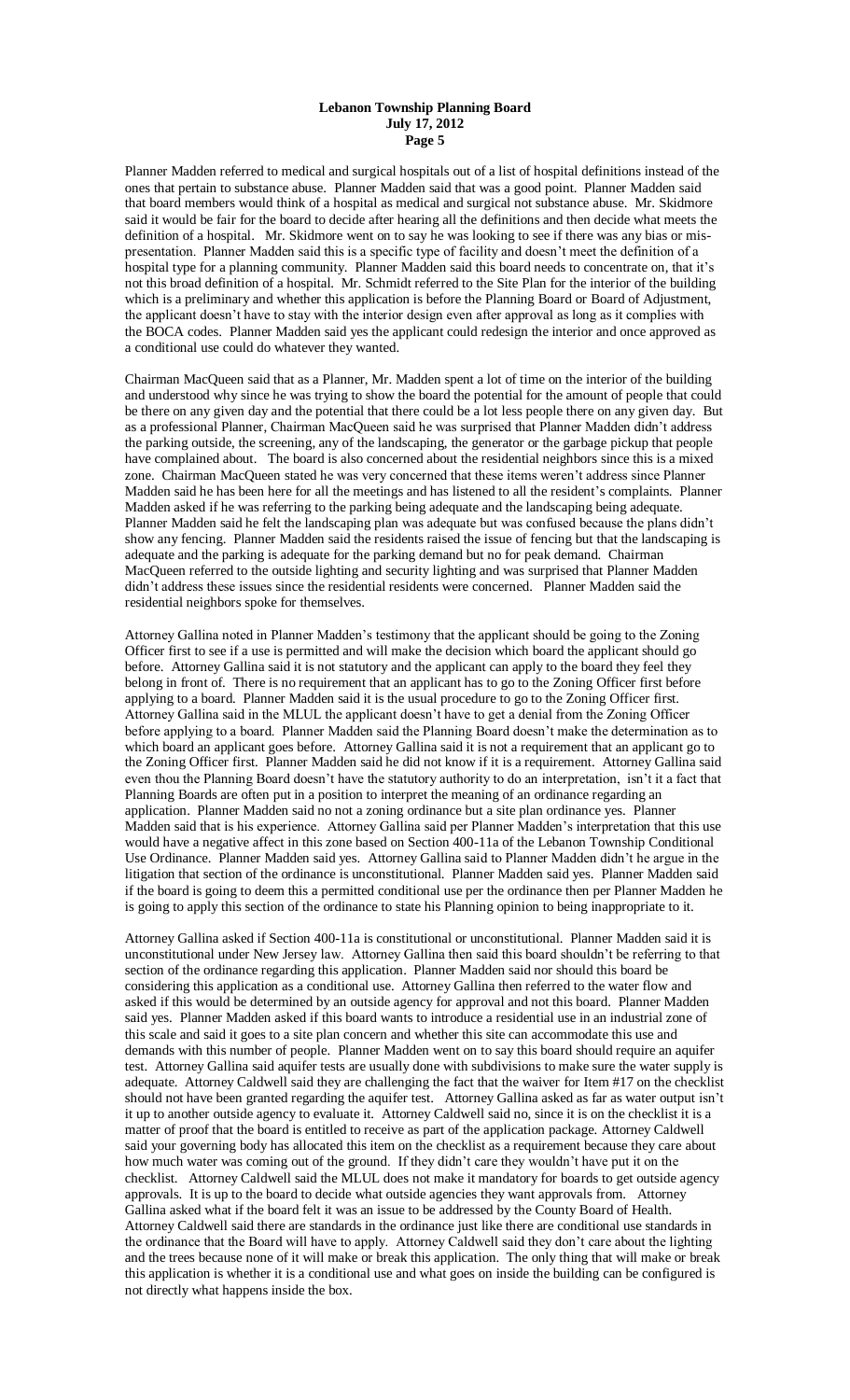Planner Madden referred to medical and surgical hospitals out of a list of hospital definitions instead of the ones that pertain to substance abuse. Planner Madden said that board members would think of a hospital as medical and surgical not substance abuse. Mr. Skidmore said it would be fair for the board to decide after hearing all the definitions and then decide what meets the definition of a hospital. Mr. Skidmore went on to say he was looking to see if there was any bias or mis-presentation. Planner Madden said this is a specific type of facility and doesn't meet the definition of a hospital type for a planning community. Planner Madden said this board needs to concentrate on, that it's not this broad definition of a hospital. Mr. Schmidt referred to the Site Plan for the interior of the building which is a preliminary and whether this application is before the Planning Board or Board of Adjustment, the applicant doesn't have to stay with the interior design even after approval as long as it complies with the BOCA codes. Planner Madden said yes the applicant could redesign the interior and once approved as a conditional use could do whatever they wanted.

Chairman MacQueen said that as a Planner, Mr. Madden spent a lot of time on the interior of the building and understood why since he was trying to show the board the potential for the amount of people that could be there on any given day and the potential that there could be a lot less people there on any given day. But as a professional Planner, Chairman MacQueen said he was surprised that Planner Madden didn't address the parking outside, the screening, any of the landscaping, the generator or the garbage pickup that people have complained about. The board is also concerned about the residential neighbors since this is a mixed zone. Chairman MacQueen stated he was very concerned that these items weren't address since Planner Madden said he has been here for all the meetings and has listened to all the resident's complaints. Planner Madden asked if he was referring to the parking being adequate and the landscaping being adequate. Planner Madden said he felt the landscaping plan was adequate but was confused because the plans didn't show any fencing. Planner Madden said the residents raised the issue of fencing but that the landscaping is adequate and the parking is adequate for the parking demand but no for peak demand. Chairman MacQueen referred to the outside lighting and security lighting and was surprised that Planner Madden didn't address these issues since the residential residents were concerned. Planner Madden said the residential neighbors spoke for themselves.

Attorney Gallina noted in Planner Madden's testimony that the applicant should be going to the Zoning Officer first to see if a use is permitted and will make the decision which board the applicant should go before. Attorney Gallina said it is not statutory and the applicant can apply to the board they feel they belong in front of. There is no requirement that an applicant has to go to the Zoning Officer first before applying to a board. Planner Madden said it is the usual procedure to go to the Zoning Officer first. Attorney Gallina said in the MLUL the applicant doesn't have to get a denial from the Zoning Officer before applying to a board. Planner Madden said the Planning Board doesn't make the determination as to which board an applicant goes before. Attorney Gallina said it is not a requirement that an applicant go to the Zoning Officer first. Planner Madden said he did not know if it is a requirement. Attorney Gallina said even thou the Planning Board doesn't have the statutory authority to do an interpretation, isn't it a fact that Planning Boards are often put in a position to interpret the meaning of an ordinance regarding an application. Planner Madden said no not a zoning ordinance but a site plan ordinance yes. Planner Madden said that is his experience. Attorney Gallina said per Planner Madden's interpretation that this use would have a negative affect in this zone based on Section 400-11a of the Lebanon Township Conditional Use Ordinance. Planner Madden said yes. Attorney Gallina said to Planner Madden didn't he argue in the litigation that section of the ordinance is unconstitutional. Planner Madden said yes. Planner Madden said if the board is going to deem this a permitted conditional use per the ordinance then per Planner Madden he is going to apply this section of the ordinance to state his Planning opinion to being inappropriate to it.

Attorney Gallina asked if Section 400-11a is constitutional or unconstitutional. Planner Madden said it is unconstitutional under New Jersey law. Attorney Gallina then said this board shouldn't be referring to that section of the ordinance regarding this application. Planner Madden said nor should this board be considering this application as a conditional use. Attorney Gallina then referred to the water flow and asked if this would be determined by an outside agency for approval and not this board. Planner Madden said yes. Planner Madden asked if this board wants to introduce a residential use in an industrial zone of this scale and said it goes to a site plan concern and whether this site can accommodate this use and demands with this number of people. Planner Madden went on to say this board should require an aquifer test. Attorney Gallina said aquifer tests are usually done with subdivisions to make sure the water supply is adequate. Attorney Caldwell said they are challenging the fact that the waiver for Item #17 on the checklist should not have been granted regarding the aquifer test. Attorney Gallina asked as far as water output isn't it up to another outside agency to evaluate it. Attorney Caldwell said no, since it is on the checklist it is a matter of proof that the board is entitled to receive as part of the application package. Attorney Caldwell said your governing body has allocated this item on the checklist as a requirement because they care about how much water was coming out of the ground. If they didn't care they wouldn't have put it on the checklist. Attorney Caldwell said the MLUL does not make it mandatory for boards to get outside agency approvals. It is up to the board to decide what outside agencies they want approvals from. Attorney Gallina asked what if the board felt it was an issue to be addressed by the County Board of Health. Attorney Caldwell said there are standards in the ordinance just like there are conditional use standards in the ordinance that the Board will have to apply. Attorney Caldwell said they don't care about the lighting and the trees because none of it will make or break this application. The only thing that will make or break this application is whether it is a conditional use and what goes on inside the building can be configured is not directly what happens inside the box.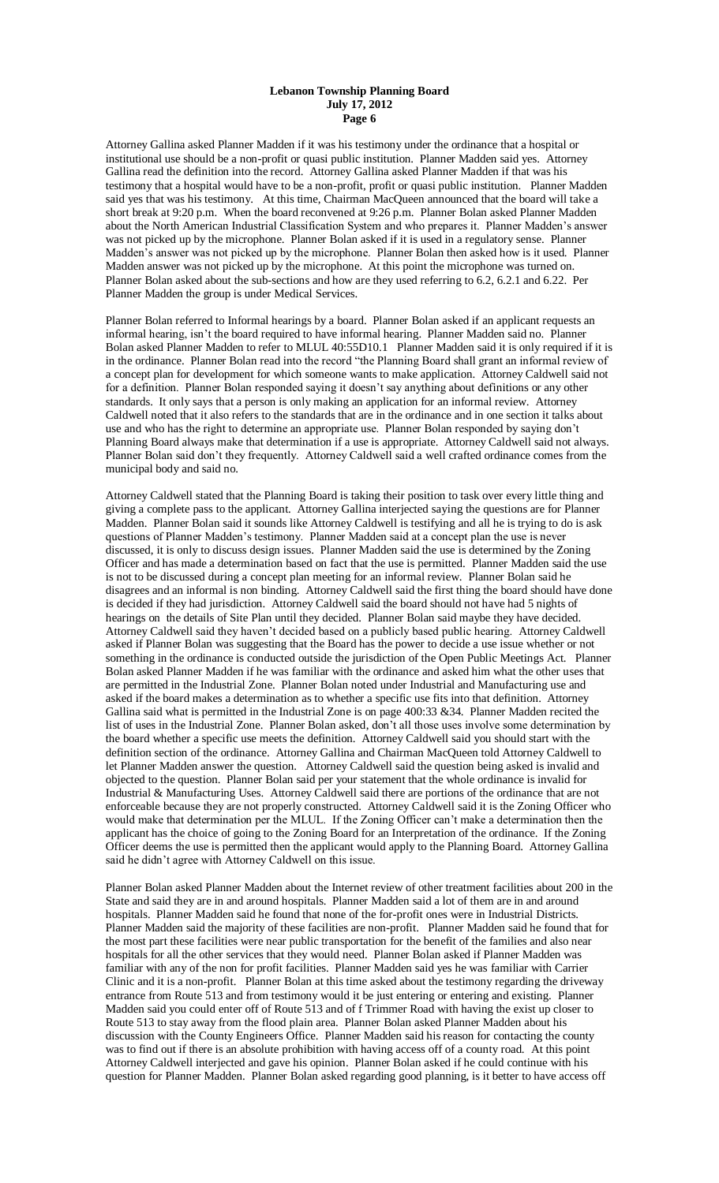Attorney Gallina asked Planner Madden if it was his testimony under the ordinance that a hospital or institutional use should be a non-profit or quasi public institution. Planner Madden said yes. Attorney Gallina read the definition into the record. Attorney Gallina asked Planner Madden if that was his testimony that a hospital would have to be a non-profit, profit or quasi public institution. Planner Madden said yes that was his testimony. At this time, Chairman MacQueen announced that the board will take a short break at 9:20 p.m. When the board reconvened at 9:26 p.m. Planner Bolan asked Planner Madden about the North American Industrial Classification System and who prepares it. Planner Madden's answer was not picked up by the microphone. Planner Bolan asked if it is used in a regulatory sense. Planner Madden's answer was not picked up by the microphone. Planner Bolan then asked how is it used. Planner Madden answer was not picked up by the microphone. At this point the microphone was turned on. Planner Bolan asked about the sub-sections and how are they used referring to 6.2, 6.2.1 and 6.22. Per Planner Madden the group is under Medical Services.

Planner Bolan referred to Informal hearings by a board. Planner Bolan asked if an applicant requests an informal hearing, isn't the board required to have informal hearing. Planner Madden said no. Planner Bolan asked Planner Madden to refer to MLUL 40:55D10.1 Planner Madden said it is only required if it is in the ordinance. Planner Bolan read into the record "the Planning Board shall grant an informal review of a concept plan for development for which someone wants to make application. Attorney Caldwell said not for a definition. Planner Bolan responded saying it doesn't say anything about definitions or any other standards. It only says that a person is only making an application for an informal review. Attorney Caldwell noted that it also refers to the standards that are in the ordinance and in one section it talks about use and who has the right to determine an appropriate use. Planner Bolan responded by saying don't Planning Board always make that determination if a use is appropriate. Attorney Caldwell said not always. Planner Bolan said don't they frequently. Attorney Caldwell said a well crafted ordinance comes from the municipal body and said no.

Attorney Caldwell stated that the Planning Board is taking their position to task over every little thing and giving a complete pass to the applicant. Attorney Gallina interjected saying the questions are for Planner Madden. Planner Bolan said it sounds like Attorney Caldwell is testifying and all he is trying to do is ask questions of Planner Madden's testimony. Planner Madden said at a concept plan the use is never discussed, it is only to discuss design issues. Planner Madden said the use is determined by the Zoning Officer and has made a determination based on fact that the use is permitted. Planner Madden said the use is not to be discussed during a concept plan meeting for an informal review. Planner Bolan said he disagrees and an informal is non binding. Attorney Caldwell said the first thing the board should have done is decided if they had jurisdiction. Attorney Caldwell said the board should not have had 5 nights of hearings on the details of Site Plan until they decided. Planner Bolan said maybe they have decided. Attorney Caldwell said they haven't decided based on a publicly based public hearing. Attorney Caldwell asked if Planner Bolan was suggesting that the Board has the power to decide a use issue whether or not something in the ordinance is conducted outside the jurisdiction of the Open Public Meetings Act. Planner Bolan asked Planner Madden if he was familiar with the ordinance and asked him what the other uses that are permitted in the Industrial Zone. Planner Bolan noted under Industrial and Manufacturing use and asked if the board makes a determination as to whether a specific use fits into that definition. Attorney Gallina said what is permitted in the Industrial Zone is on page 400:33 &34. Planner Madden recited the list of uses in the Industrial Zone. Planner Bolan asked, don't all those uses involve some determination by the board whether a specific use meets the definition. Attorney Caldwell said you should start with the definition section of the ordinance. Attorney Gallina and Chairman MacQueen told Attorney Caldwell to let Planner Madden answer the question. Attorney Caldwell said the question being asked is invalid and objected to the question. Planner Bolan said per your statement that the whole ordinance is invalid for Industrial & Manufacturing Uses. Attorney Caldwell said there are portions of the ordinance that are not enforceable because they are not properly constructed. Attorney Caldwell said it is the Zoning Officer who would make that determination per the MLUL. If the Zoning Officer can't make a determination then the applicant has the choice of going to the Zoning Board for an Interpretation of the ordinance. If the Zoning Officer deems the use is permitted then the applicant would apply to the Planning Board. Attorney Gallina said he didn't agree with Attorney Caldwell on this issue.

Planner Bolan asked Planner Madden about the Internet review of other treatment facilities about 200 in the State and said they are in and around hospitals. Planner Madden said a lot of them are in and around hospitals. Planner Madden said he found that none of the for-profit ones were in Industrial Districts. Planner Madden said the majority of these facilities are non-profit. Planner Madden said he found that for the most part these facilities were near public transportation for the benefit of the families and also near hospitals for all the other services that they would need. Planner Bolan asked if Planner Madden was familiar with any of the non for profit facilities. Planner Madden said yes he was familiar with Carrier Clinic and it is a non-profit. Planner Bolan at this time asked about the testimony regarding the driveway entrance from Route 513 and from testimony would it be just entering or entering and existing. Planner Madden said you could enter off of Route 513 and of f Trimmer Road with having the exist up closer to Route 513 to stay away from the flood plain area. Planner Bolan asked Planner Madden about his discussion with the County Engineers Office. Planner Madden said his reason for contacting the county was to find out if there is an absolute prohibition with having access off of a county road. At this point Attorney Caldwell interjected and gave his opinion. Planner Bolan asked if he could continue with his question for Planner Madden. Planner Bolan asked regarding good planning, is it better to have access off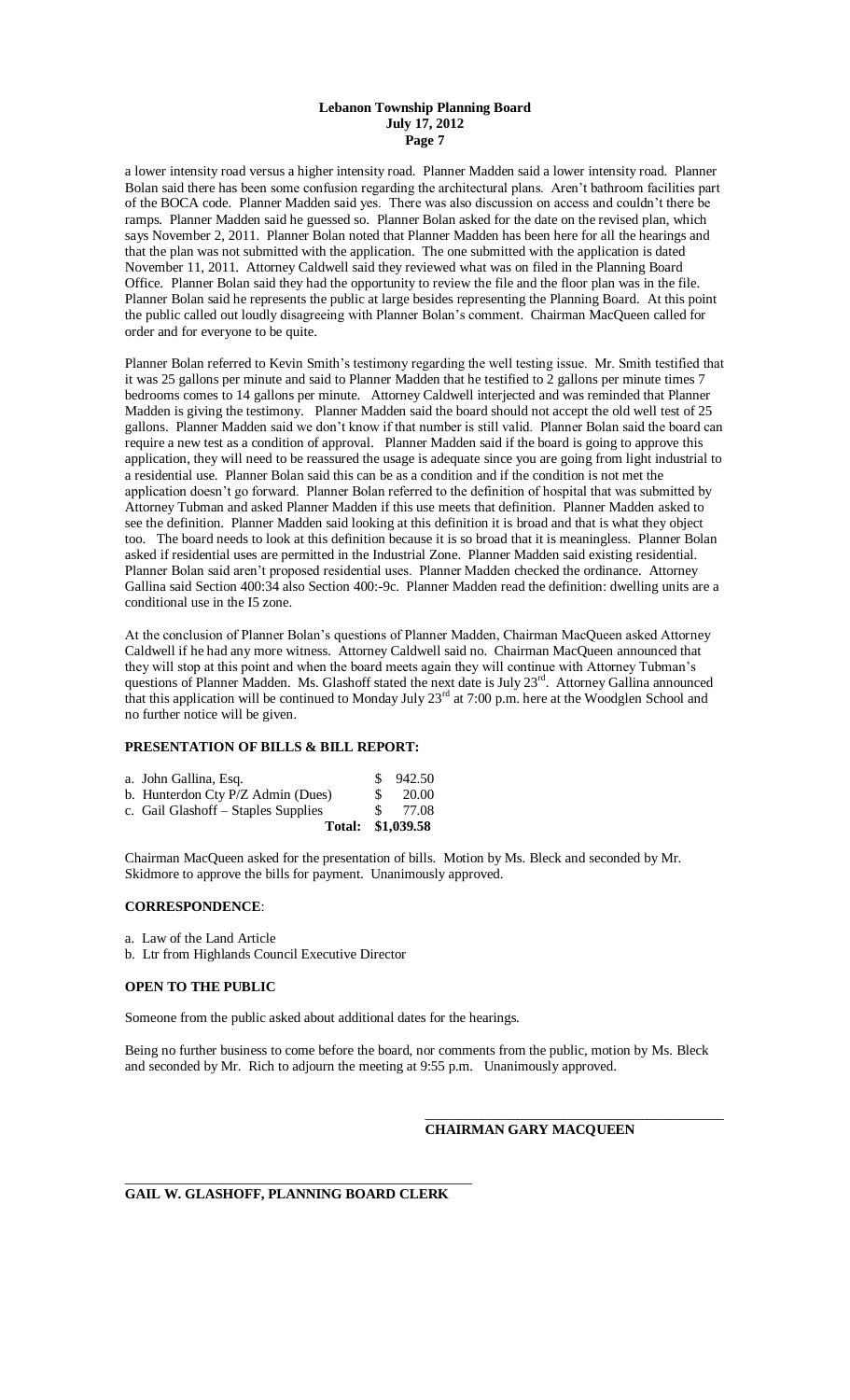a lower intensity road versus a higher intensity road. Planner Madden said a lower intensity road. Planner Bolan said there has been some confusion regarding the architectural plans. Aren't bathroom facilities part of the BOCA code. Planner Madden said yes. There was also discussion on access and couldn't there be ramps. Planner Madden said he guessed so. Planner Bolan asked for the date on the revised plan, which says November 2, 2011. Planner Bolan noted that Planner Madden has been here for all the hearings and that the plan was not submitted with the application. The one submitted with the application is dated November 11, 2011. Attorney Caldwell said they reviewed what was on filed in the Planning Board Office. Planner Bolan said they had the opportunity to review the file and the floor plan was in the file. Planner Bolan said he represents the public at large besides representing the Planning Board. At this point the public called out loudly disagreeing with Planner Bolan's comment. Chairman MacQueen called for order and for everyone to be quite.

Planner Bolan referred to Kevin Smith's testimony regarding the well testing issue. Mr. Smith testified that it was 25 gallons per minute and said to Planner Madden that he testified to 2 gallons per minute times 7 bedrooms comes to 14 gallons per minute. Attorney Caldwell interjected and was reminded that Planner Madden is giving the testimony. Planner Madden said the board should not accept the old well test of 25 gallons. Planner Madden said we don't know if that number is still valid. Planner Bolan said the board can require a new test as a condition of approval. Planner Madden said if the board is going to approve this application, they will need to be reassured the usage is adequate since you are going from light industrial to a residential use. Planner Bolan said this can be as a condition and if the condition is not met the application doesn't go forward. Planner Bolan referred to the definition of hospital that was submitted by Attorney Tubman and asked Planner Madden if this use meets that definition. Planner Madden asked to see the definition. Planner Madden said looking at this definition it is broad and that is what they object too. The board needs to look at this definition because it is so broad that it is meaningless. Planner Bolan asked if residential uses are permitted in the Industrial Zone. Planner Madden said existing residential. Planner Bolan said aren't proposed residential uses. Planner Madden checked the ordinance. Attorney Gallina said Section 400:34 also Section 400:-9c. Planner Madden read the definition: dwelling units are a conditional use in the I5 zone.

At the conclusion of Planner Bolan's questions of Planner Madden, Chairman MacQueen asked Attorney Caldwell if he had any more witness. Attorney Caldwell said no. Chairman MacQueen announced that they will stop at this point and when the board meets again they will continue with Attorney Tubman's questions of Planner Madden. Ms. Glashoff stated the next date is July 23rd. Attorney Gallina announced that this application will be continued to Monday July 23rd at 7:00 p.m. here at the Woodglen School and no further notice will be given.

**PRESENTATION OF BILLS & BILL REPORT:**

| | |
|---|---|
| a. John Gallina, Esq. | $ 942.50 |
| b. Hunterdon Cty P/Z Admin (Dues) | $ 20.00 |
| c. Gail Glashoff – Staples Supplies | $ 77.08 |
| **Total:** | **$1,039.58** |

Chairman MacQueen asked for the presentation of bills. Motion by Ms. Bleck and seconded by Mr. Skidmore to approve the bills for payment. Unanimously approved.

**CORRESPONDENCE**:

a. Law of the Land Article
b. Ltr from Highlands Council Executive Director

**OPEN TO THE PUBLIC**

Someone from the public asked about additional dates for the hearings.

Being no further business to come before the board, nor comments from the public, motion by Ms. Bleck and seconded by Mr. Rich to adjourn the meeting at 9:55 p.m. Unanimously approved.

______________________________________
**CHAIRMAN GARY MACQUEEN**

______________________________________
**GAIL W. GLASHOFF, PLANNING BOARD CLERK**